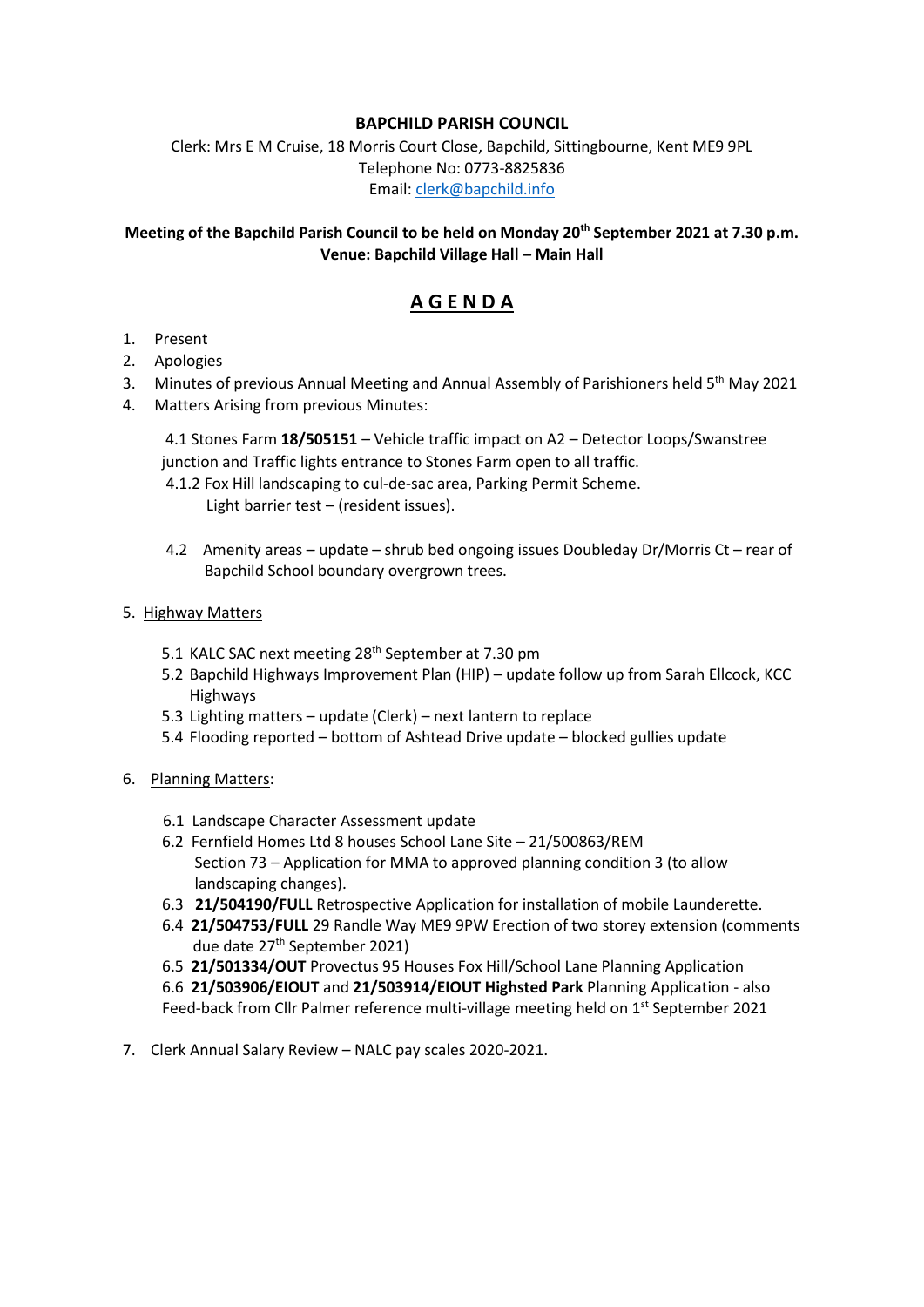**BAPCHILD PARISH COUNCIL**

Clerk: Mrs E M Cruise, 18 Morris Court Close, Bapchild, Sittingbourne, Kent ME9 9PL
Telephone No: 0773-8825836
Email: clerk@bapchild.info

**Meeting of the Bapchild Parish Council to be held on Monday 20th September 2021 at 7.30 p.m.**
**Venue: Bapchild Village Hall – Main Hall**

# A G E N D A

1. Present
2. Apologies
3. Minutes of previous Annual Meeting and Annual Assembly of Parishioners held 5th May 2021
4. Matters Arising from previous Minutes:

   4.1 Stones Farm **18/505151** – Vehicle traffic impact on A2 – Detector Loops/Swanstree junction and Traffic lights entrance to Stones Farm open to all traffic.

   4.1.2 Fox Hill landscaping to cul-de-sac area, Parking Permit Scheme. Light barrier test – (resident issues).

   4.2 Amenity areas – update – shrub bed ongoing issues Doubleday Dr/Morris Ct – rear of Bapchild School boundary overgrown trees.

5. Highway Matters

   5.1 KALC SAC next meeting 28th September at 7.30 pm
   5.2 Bapchild Highways Improvement Plan (HIP) – update follow up from Sarah Ellcock, KCC Highways
   5.3 Lighting matters – update (Clerk) – next lantern to replace
   5.4 Flooding reported – bottom of Ashtead Drive update – blocked gullies update

6. Planning Matters:

   6.1 Landscape Character Assessment update
   6.2 Fernfield Homes Ltd 8 houses School Lane Site – 21/500863/REM Section 73 – Application for MMA to approved planning condition 3 (to allow landscaping changes).
   6.3 **21/504190/FULL** Retrospective Application for installation of mobile Launderette.
   6.4 **21/504753/FULL** 29 Randle Way ME9 9PW Erection of two storey extension (comments due date 27th September 2021)
   6.5 **21/501334/OUT** Provectus 95 Houses Fox Hill/School Lane Planning Application
   6.6 **21/503906/EIOUT** and **21/503914/EIOUT Highsted Park** Planning Application - also Feed-back from Cllr Palmer reference multi-village meeting held on 1st September 2021

7. Clerk Annual Salary Review – NALC pay scales 2020-2021.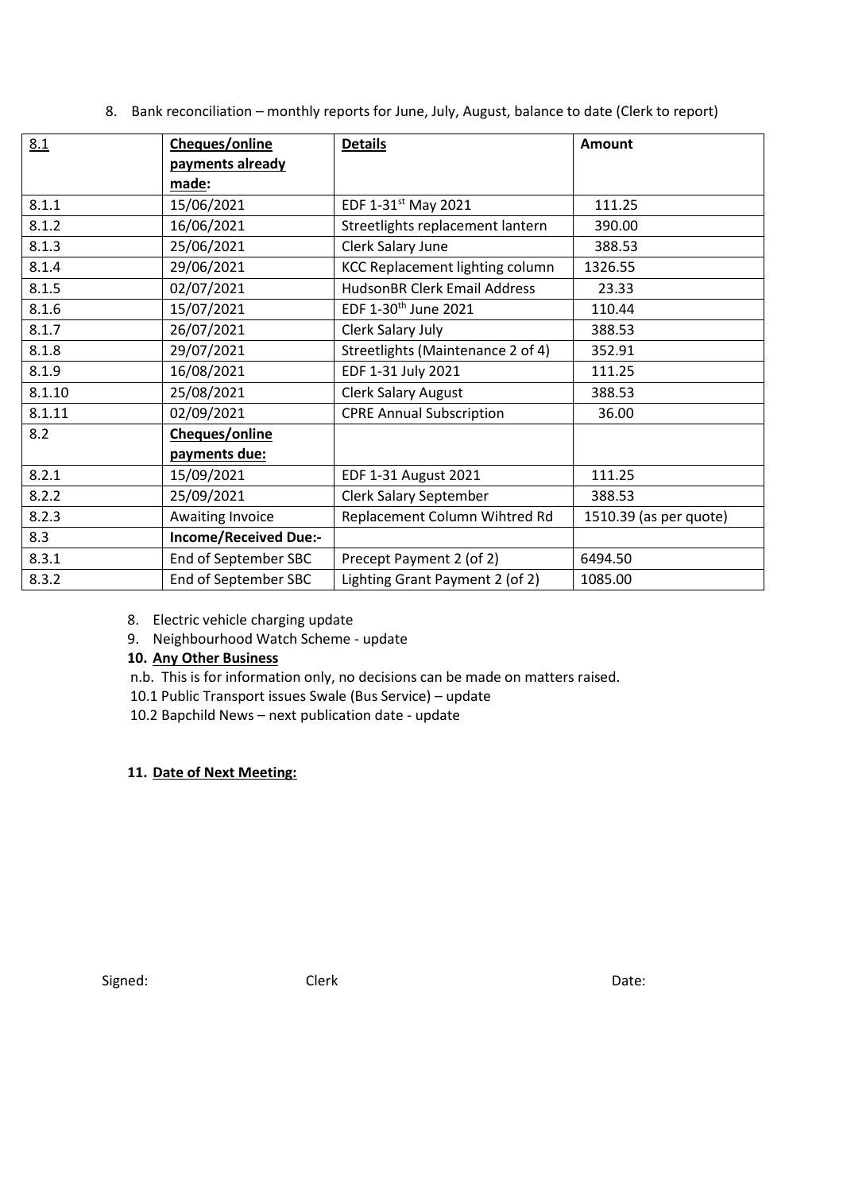8. Bank reconciliation – monthly reports for June, July, August, balance to date (Clerk to report)

| 8.1 | **Cheques/online payments already made:** | **Details** | **Amount** |
|---|---|---|---|
| 8.1.1 | 15/06/2021 | EDF 1-31st May 2021 | 111.25 |
| 8.1.2 | 16/06/2021 | Streetlights replacement lantern | 390.00 |
| 8.1.3 | 25/06/2021 | Clerk Salary June | 388.53 |
| 8.1.4 | 29/06/2021 | KCC Replacement lighting column | 1326.55 |
| 8.1.5 | 02/07/2021 | HudsonBR Clerk Email Address | 23.33 |
| 8.1.6 | 15/07/2021 | EDF 1-30th June 2021 | 110.44 |
| 8.1.7 | 26/07/2021 | Clerk Salary July | 388.53 |
| 8.1.8 | 29/07/2021 | Streetlights (Maintenance 2 of 4) | 352.91 |
| 8.1.9 | 16/08/2021 | EDF 1-31 July 2021 | 111.25 |
| 8.1.10 | 25/08/2021 | Clerk Salary August | 388.53 |
| 8.1.11 | 02/09/2021 | CPRE Annual Subscription | 36.00 |
| 8.2 | **Cheques/online payments due:** | | |
| 8.2.1 | 15/09/2021 | EDF 1-31 August 2021 | 111.25 |
| 8.2.2 | 25/09/2021 | Clerk Salary September | 388.53 |
| 8.2.3 | Awaiting Invoice | Replacement Column Wihtred Rd | 1510.39 (as per quote) |
| 8.3 | **Income/Received Due:-** | | |
| 8.3.1 | End of September SBC | Precept Payment 2 (of 2) | 6494.50 |
| 8.3.2 | End of September SBC | Lighting Grant Payment 2 (of 2) | 1085.00 |

8. Electric vehicle charging update
9. Neighbourhood Watch Scheme - update

**10. Any Other Business**

n.b. This is for information only, no decisions can be made on matters raised.

10.1 Public Transport issues Swale (Bus Service) – update

10.2 Bapchild News – next publication date - update

**11. Date of Next Meeting:**

Signed: Clerk Date: